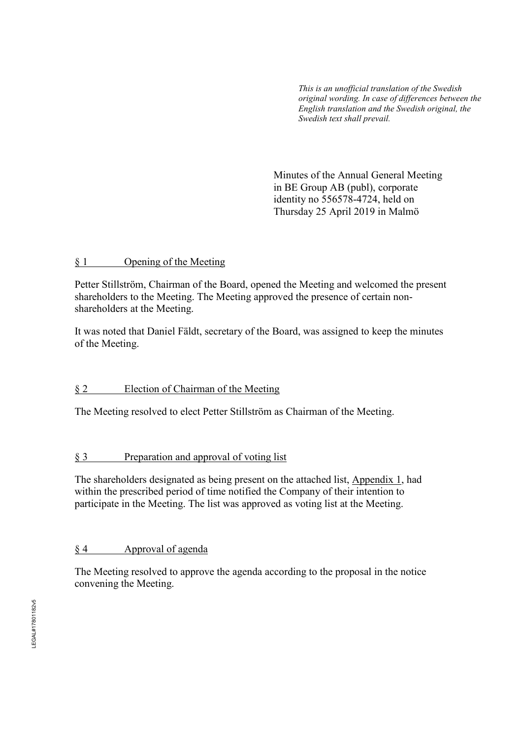*This is an unofficial translation of the Swedish original wording. In case of differences between the English translation and the Swedish original, the Swedish text shall prevail.*

Minutes of the Annual General Meeting in BE Group AB (publ), corporate identity no 556578-4724, held on Thursday 25 April 2019 in Malmö

## § 1 Opening of the Meeting

Petter Stillström, Chairman of the Board, opened the Meeting and welcomed the present shareholders to the Meeting. The Meeting approved the presence of certain non-shareholders at the Meeting.

It was noted that Daniel Fäldt, secretary of the Board, was assigned to keep the minutes of the Meeting.

## § 2 Election of Chairman of the Meeting

The Meeting resolved to elect Petter Stillström as Chairman of the Meeting.

## § 3 Preparation and approval of voting list

The shareholders designated as being present on the attached list, Appendix 1, had within the prescribed period of time notified the Company of their intention to participate in the Meeting. The list was approved as voting list at the Meeting.

## § 4 Approval of agenda

The Meeting resolved to approve the agenda according to the proposal in the notice convening the Meeting.

LEGAL#17801182v5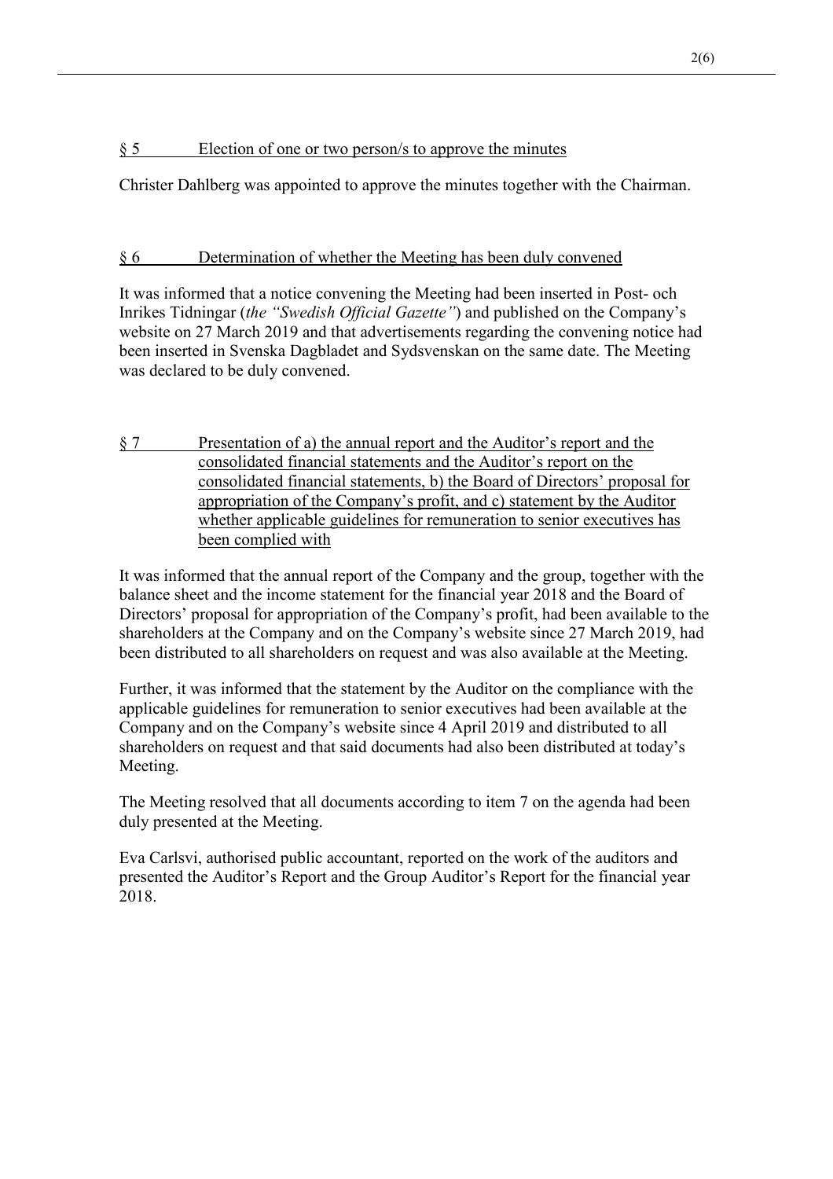## § 5 Election of one or two person/s to approve the minutes

Christer Dahlberg was appointed to approve the minutes together with the Chairman.

## § 6 Determination of whether the Meeting has been duly convened

It was informed that a notice convening the Meeting had been inserted in Post- och Inrikes Tidningar (*the "Swedish Official Gazette"*) and published on the Company's website on 27 March 2019 and that advertisements regarding the convening notice had been inserted in Svenska Dagbladet and Sydsvenskan on the same date. The Meeting was declared to be duly convened.

## § 7 Presentation of a) the annual report and the Auditor's report and the consolidated financial statements and the Auditor's report on the consolidated financial statements, b) the Board of Directors' proposal for appropriation of the Company's profit, and c) statement by the Auditor whether applicable guidelines for remuneration to senior executives has been complied with

It was informed that the annual report of the Company and the group, together with the balance sheet and the income statement for the financial year 2018 and the Board of Directors' proposal for appropriation of the Company's profit, had been available to the shareholders at the Company and on the Company's website since 27 March 2019, had been distributed to all shareholders on request and was also available at the Meeting.

Further, it was informed that the statement by the Auditor on the compliance with the applicable guidelines for remuneration to senior executives had been available at the Company and on the Company's website since 4 April 2019 and distributed to all shareholders on request and that said documents had also been distributed at today's Meeting.

The Meeting resolved that all documents according to item 7 on the agenda had been duly presented at the Meeting.

Eva Carlsvi, authorised public accountant, reported on the work of the auditors and presented the Auditor's Report and the Group Auditor's Report for the financial year 2018.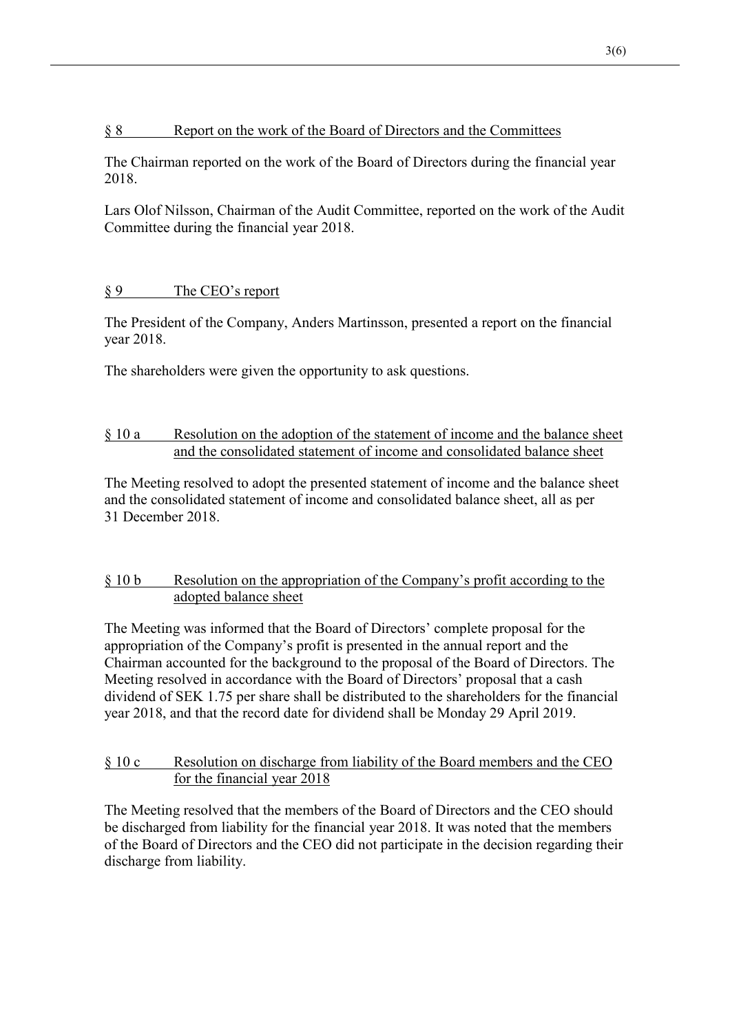## § 8 Report on the work of the Board of Directors and the Committees

The Chairman reported on the work of the Board of Directors during the financial year 2018.

Lars Olof Nilsson, Chairman of the Audit Committee, reported on the work of the Audit Committee during the financial year 2018.

## § 9 The CEO's report

The President of the Company, Anders Martinsson, presented a report on the financial year 2018.

The shareholders were given the opportunity to ask questions.

## § 10 a Resolution on the adoption of the statement of income and the balance sheet and the consolidated statement of income and consolidated balance sheet

The Meeting resolved to adopt the presented statement of income and the balance sheet and the consolidated statement of income and consolidated balance sheet, all as per 31 December 2018.

## § 10 b Resolution on the appropriation of the Company's profit according to the adopted balance sheet

The Meeting was informed that the Board of Directors' complete proposal for the appropriation of the Company's profit is presented in the annual report and the Chairman accounted for the background to the proposal of the Board of Directors. The Meeting resolved in accordance with the Board of Directors' proposal that a cash dividend of SEK 1.75 per share shall be distributed to the shareholders for the financial year 2018, and that the record date for dividend shall be Monday 29 April 2019.

## § 10 c Resolution on discharge from liability of the Board members and the CEO for the financial year 2018

The Meeting resolved that the members of the Board of Directors and the CEO should be discharged from liability for the financial year 2018. It was noted that the members of the Board of Directors and the CEO did not participate in the decision regarding their discharge from liability.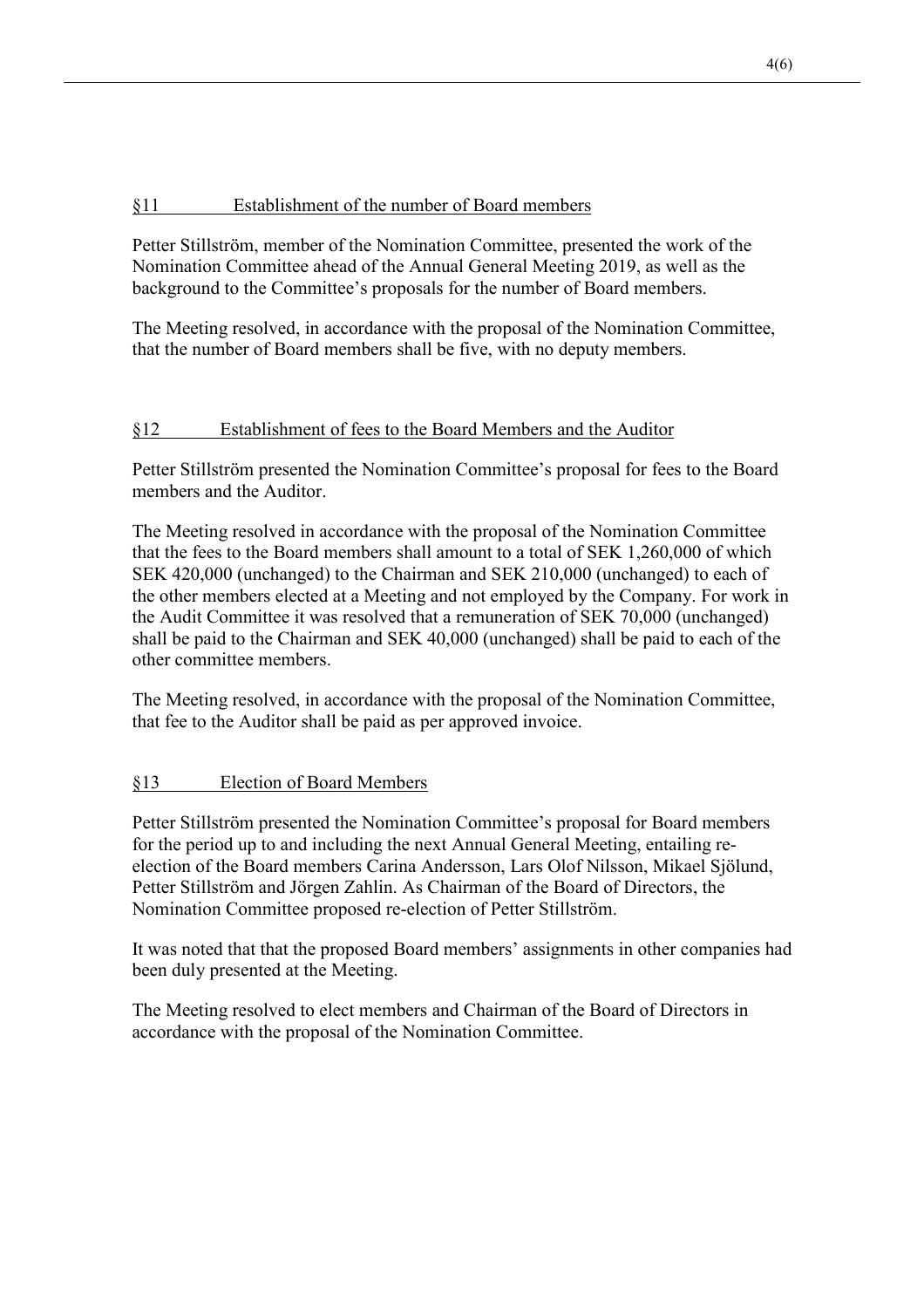## §11 Establishment of the number of Board members

Petter Stillström, member of the Nomination Committee, presented the work of the Nomination Committee ahead of the Annual General Meeting 2019, as well as the background to the Committee's proposals for the number of Board members.

The Meeting resolved, in accordance with the proposal of the Nomination Committee, that the number of Board members shall be five, with no deputy members.

## §12 Establishment of fees to the Board Members and the Auditor

Petter Stillström presented the Nomination Committee's proposal for fees to the Board members and the Auditor.

The Meeting resolved in accordance with the proposal of the Nomination Committee that the fees to the Board members shall amount to a total of SEK 1,260,000 of which SEK 420,000 (unchanged) to the Chairman and SEK 210,000 (unchanged) to each of the other members elected at a Meeting and not employed by the Company. For work in the Audit Committee it was resolved that a remuneration of SEK 70,000 (unchanged) shall be paid to the Chairman and SEK 40,000 (unchanged) shall be paid to each of the other committee members.

The Meeting resolved, in accordance with the proposal of the Nomination Committee, that fee to the Auditor shall be paid as per approved invoice.

## §13 Election of Board Members

Petter Stillström presented the Nomination Committee's proposal for Board members for the period up to and including the next Annual General Meeting, entailing re-election of the Board members Carina Andersson, Lars Olof Nilsson, Mikael Sjölund, Petter Stillström and Jörgen Zahlin. As Chairman of the Board of Directors, the Nomination Committee proposed re-election of Petter Stillström.

It was noted that that the proposed Board members' assignments in other companies had been duly presented at the Meeting.

The Meeting resolved to elect members and Chairman of the Board of Directors in accordance with the proposal of the Nomination Committee.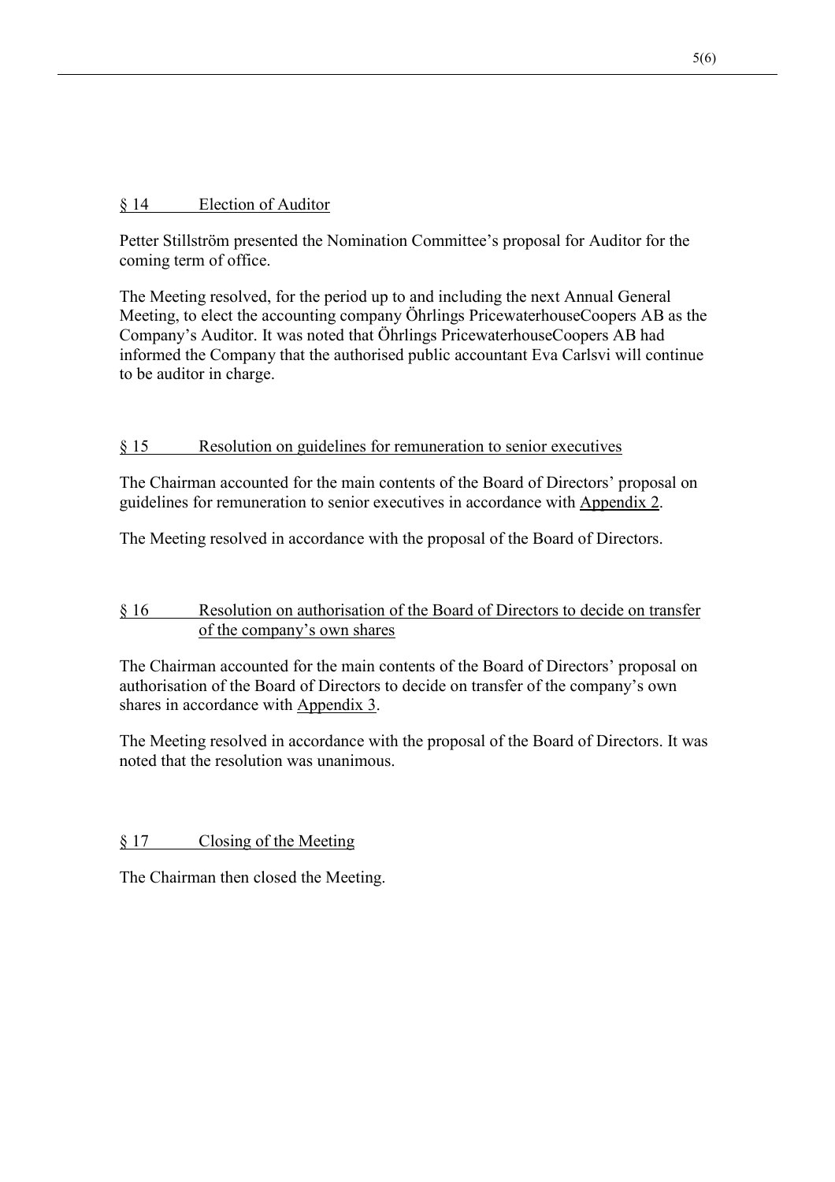## § 14 Election of Auditor

Petter Stillström presented the Nomination Committee's proposal for Auditor for the coming term of office.

The Meeting resolved, for the period up to and including the next Annual General Meeting, to elect the accounting company Öhrlings PricewaterhouseCoopers AB as the Company's Auditor. It was noted that Öhrlings PricewaterhouseCoopers AB had informed the Company that the authorised public accountant Eva Carlsvi will continue to be auditor in charge.

## § 15 Resolution on guidelines for remuneration to senior executives

The Chairman accounted for the main contents of the Board of Directors' proposal on guidelines for remuneration to senior executives in accordance with Appendix 2.

The Meeting resolved in accordance with the proposal of the Board of Directors.

## § 16 Resolution on authorisation of the Board of Directors to decide on transfer of the company's own shares

The Chairman accounted for the main contents of the Board of Directors' proposal on authorisation of the Board of Directors to decide on transfer of the company's own shares in accordance with Appendix 3.

The Meeting resolved in accordance with the proposal of the Board of Directors. It was noted that the resolution was unanimous.

## § 17 Closing of the Meeting

The Chairman then closed the Meeting.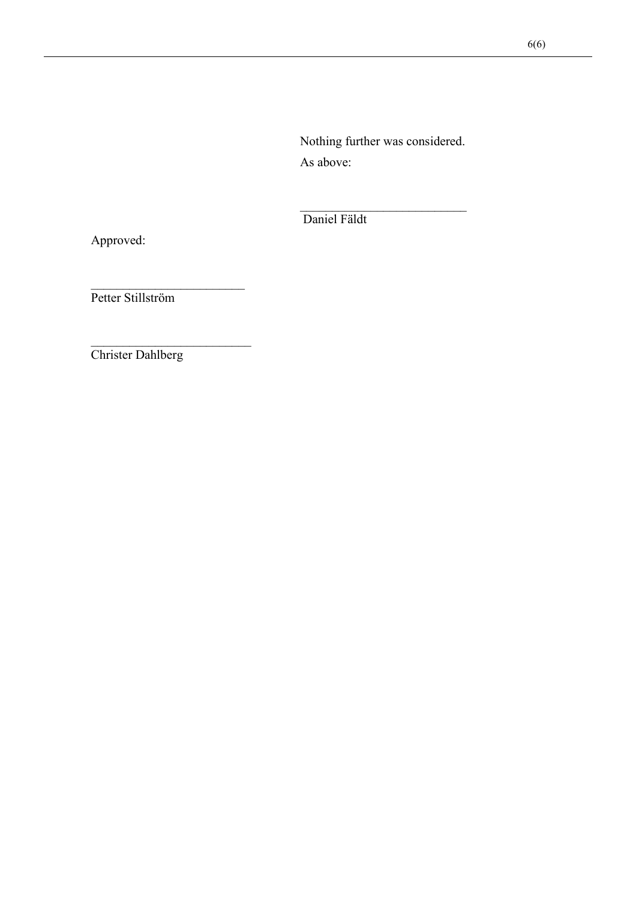Nothing further was considered.

As above:

\_\_\_\_\_\_\_\_\_\_\_\_\_\_\_\_\_\_\_\_\_\_\_\_\_\_

Daniel Fäldt

Approved:

\_\_\_\_\_\_\_\_\_\_\_\_\_\_\_\_\_\_\_\_\_\_\_\_

Petter Stillström

\_\_\_\_\_\_\_\_\_\_\_\_\_\_\_\_\_\_\_\_\_\_\_\_\_

Christer Dahlberg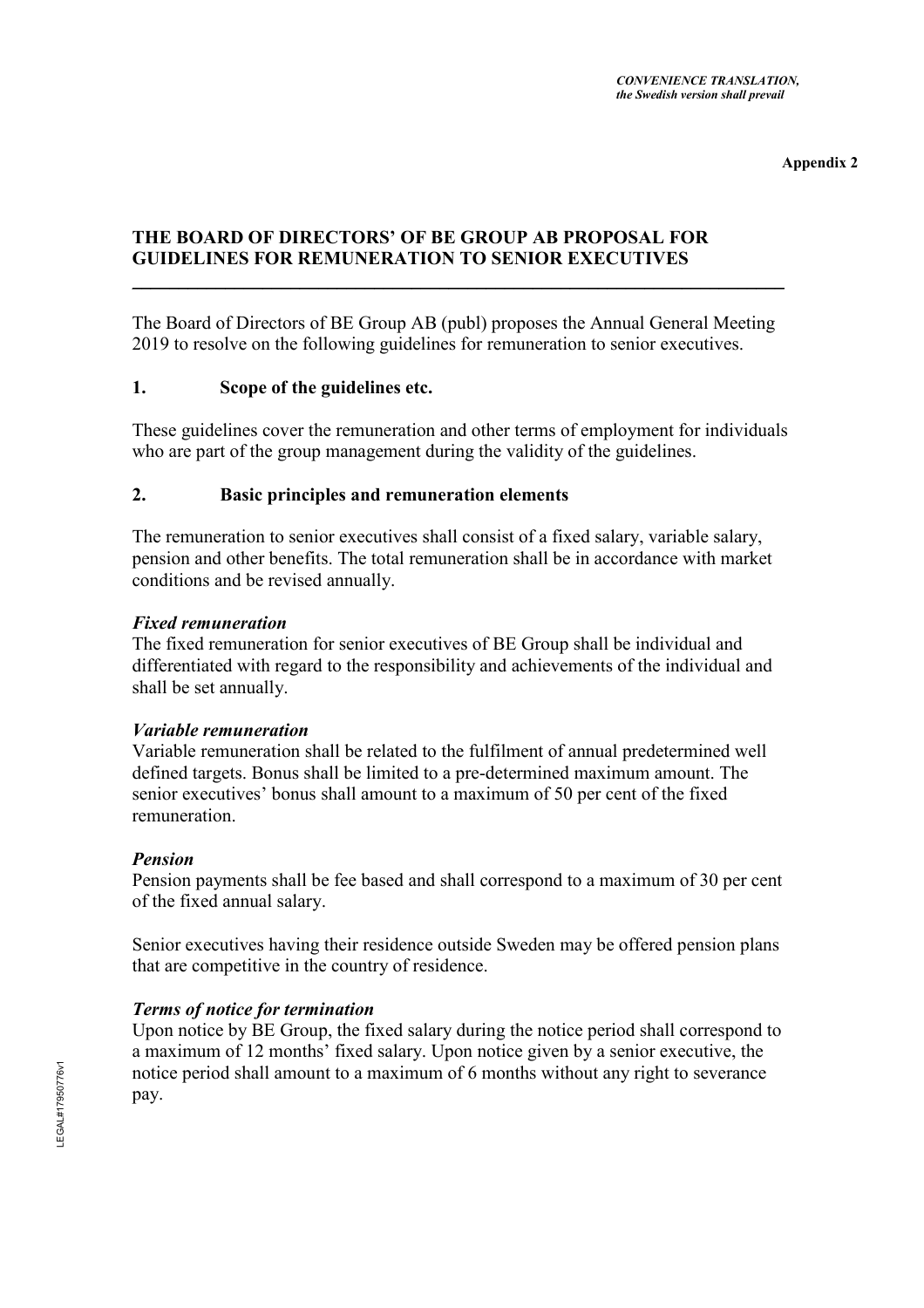*CONVENIENCE TRANSLATION, the Swedish version shall prevail*

**Appendix 2**

## THE BOARD OF DIRECTORS' OF BE GROUP AB PROPOSAL FOR GUIDELINES FOR REMUNERATION TO SENIOR EXECUTIVES

The Board of Directors of BE Group AB (publ) proposes the Annual General Meeting 2019 to resolve on the following guidelines for remuneration to senior executives.

### 1. Scope of the guidelines etc.

These guidelines cover the remuneration and other terms of employment for individuals who are part of the group management during the validity of the guidelines.

### 2. Basic principles and remuneration elements

The remuneration to senior executives shall consist of a fixed salary, variable salary, pension and other benefits. The total remuneration shall be in accordance with market conditions and be revised annually.

***Fixed remuneration***

The fixed remuneration for senior executives of BE Group shall be individual and differentiated with regard to the responsibility and achievements of the individual and shall be set annually.

***Variable remuneration***

Variable remuneration shall be related to the fulfilment of annual predetermined well defined targets. Bonus shall be limited to a pre-determined maximum amount. The senior executives' bonus shall amount to a maximum of 50 per cent of the fixed remuneration.

***Pension***

Pension payments shall be fee based and shall correspond to a maximum of 30 per cent of the fixed annual salary.

Senior executives having their residence outside Sweden may be offered pension plans that are competitive in the country of residence.

***Terms of notice for termination***

Upon notice by BE Group, the fixed salary during the notice period shall correspond to a maximum of 12 months' fixed salary. Upon notice given by a senior executive, the notice period shall amount to a maximum of 6 months without any right to severance pay.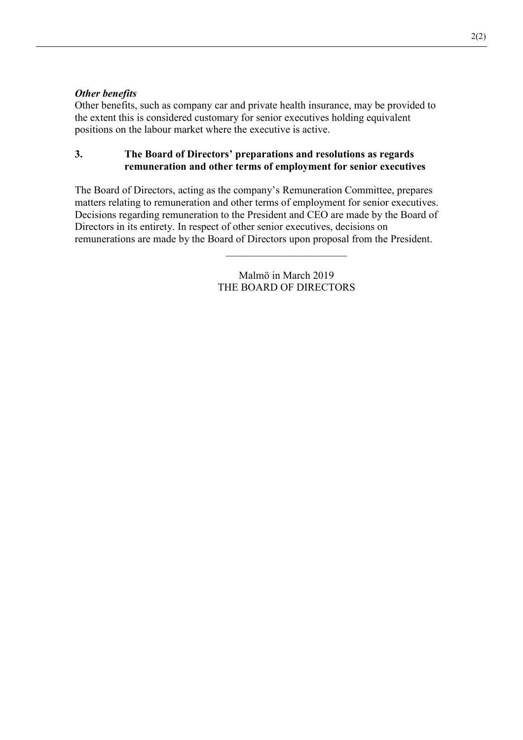***Other benefits***

Other benefits, such as company car and private health insurance, may be provided to the extent this is considered customary for senior executives holding equivalent positions on the labour market where the executive is active.

## 3. The Board of Directors' preparations and resolutions as regards remuneration and other terms of employment for senior executives

The Board of Directors, acting as the company's Remuneration Committee, prepares matters relating to remuneration and other terms of employment for senior executives. Decisions regarding remuneration to the President and CEO are made by the Board of Directors in its entirety. In respect of other senior executives, decisions on remunerations are made by the Board of Directors upon proposal from the President.

\_\_\_\_\_\_\_\_\_\_\_\_\_\_\_\_\_\_\_\_\_\_\_\_

Malmö in March 2019
THE BOARD OF DIRECTORS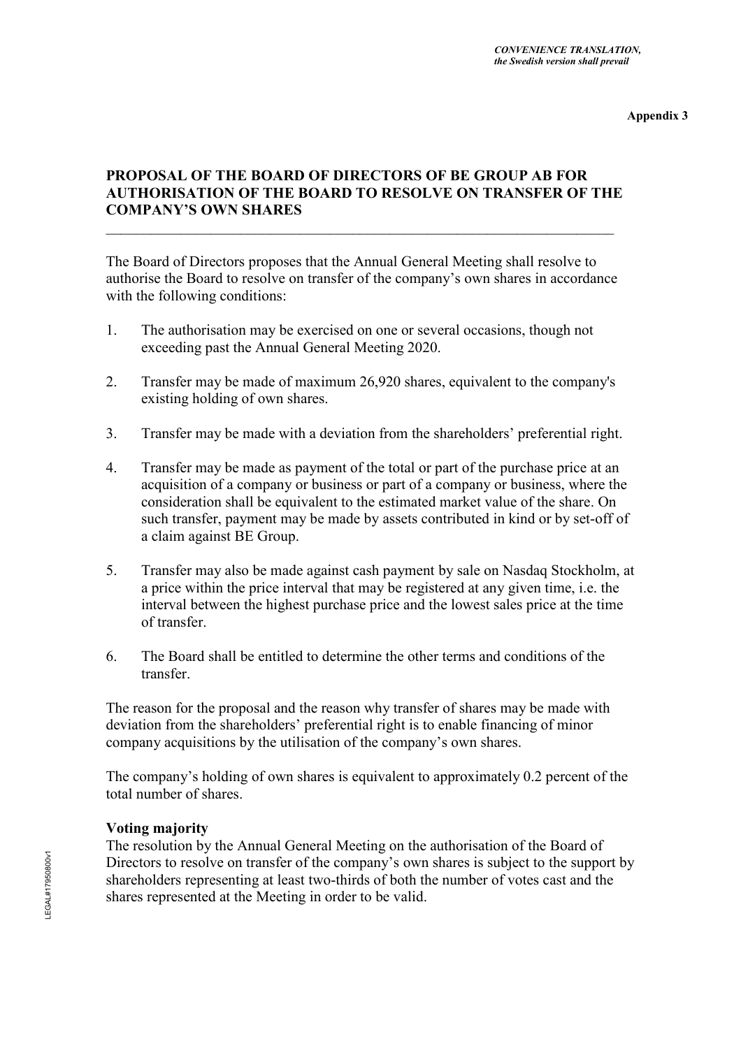*CONVENIENCE TRANSLATION, the Swedish version shall prevail*

**Appendix 3**

## PROPOSAL OF THE BOARD OF DIRECTORS OF BE GROUP AB FOR AUTHORISATION OF THE BOARD TO RESOLVE ON TRANSFER OF THE COMPANY'S OWN SHARES

---

The Board of Directors proposes that the Annual General Meeting shall resolve to authorise the Board to resolve on transfer of the company's own shares in accordance with the following conditions:

1. The authorisation may be exercised on one or several occasions, though not exceeding past the Annual General Meeting 2020.
2. Transfer may be made of maximum 26,920 shares, equivalent to the company's existing holding of own shares.
3. Transfer may be made with a deviation from the shareholders' preferential right.
4. Transfer may be made as payment of the total or part of the purchase price at an acquisition of a company or business or part of a company or business, where the consideration shall be equivalent to the estimated market value of the share. On such transfer, payment may be made by assets contributed in kind or by set-off of a claim against BE Group.
5. Transfer may also be made against cash payment by sale on Nasdaq Stockholm, at a price within the price interval that may be registered at any given time, i.e. the interval between the highest purchase price and the lowest sales price at the time of transfer.
6. The Board shall be entitled to determine the other terms and conditions of the transfer.

The reason for the proposal and the reason why transfer of shares may be made with deviation from the shareholders' preferential right is to enable financing of minor company acquisitions by the utilisation of the company's own shares.

The company's holding of own shares is equivalent to approximately 0.2 percent of the total number of shares.

**Voting majority**

The resolution by the Annual General Meeting on the authorisation of the Board of Directors to resolve on transfer of the company's own shares is subject to the support by shareholders representing at least two-thirds of both the number of votes cast and the shares represented at the Meeting in order to be valid.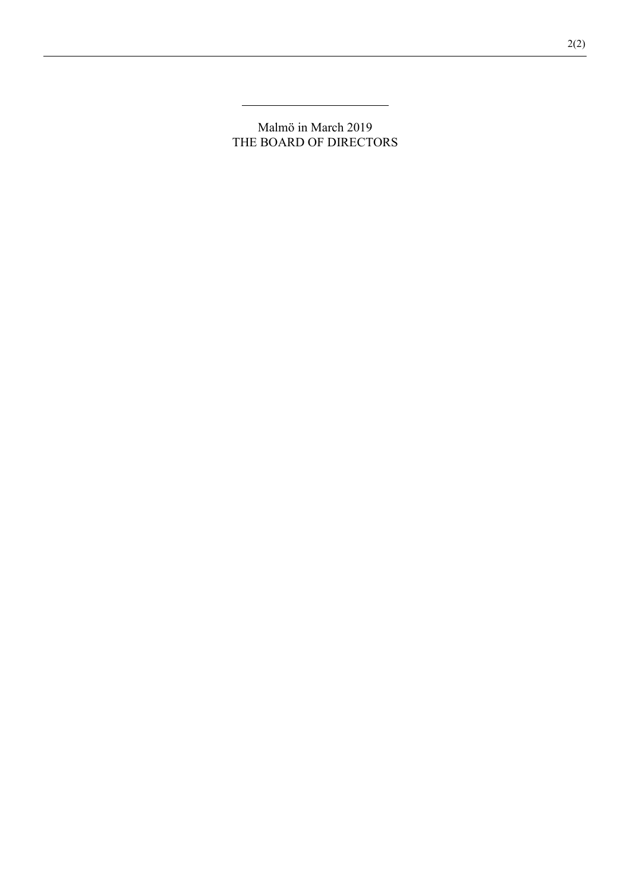Malmö in March 2019
THE BOARD OF DIRECTORS